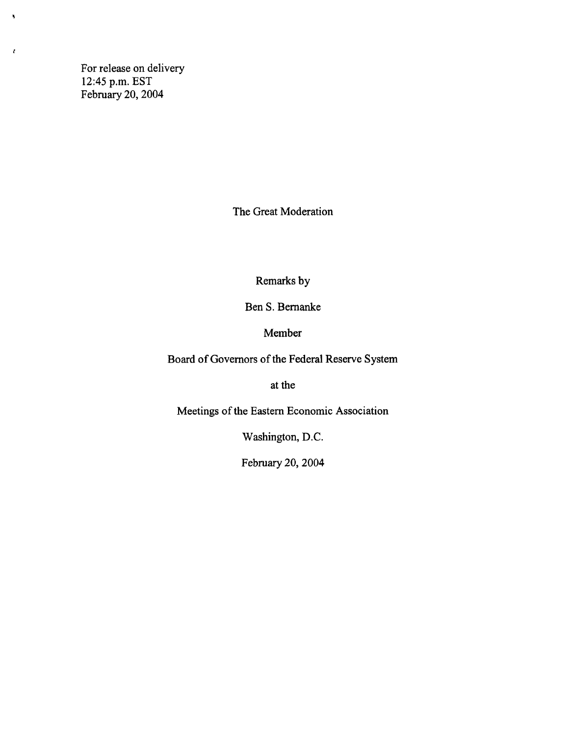For release on delivery
12:45 p.m. EST
February 20, 2004

# The Great Moderation

Remarks by

Ben S. Bernanke

Member

Board of Governors of the Federal Reserve System

at the

Meetings of the Eastern Economic Association

Washington, D.C.

February 20, 2004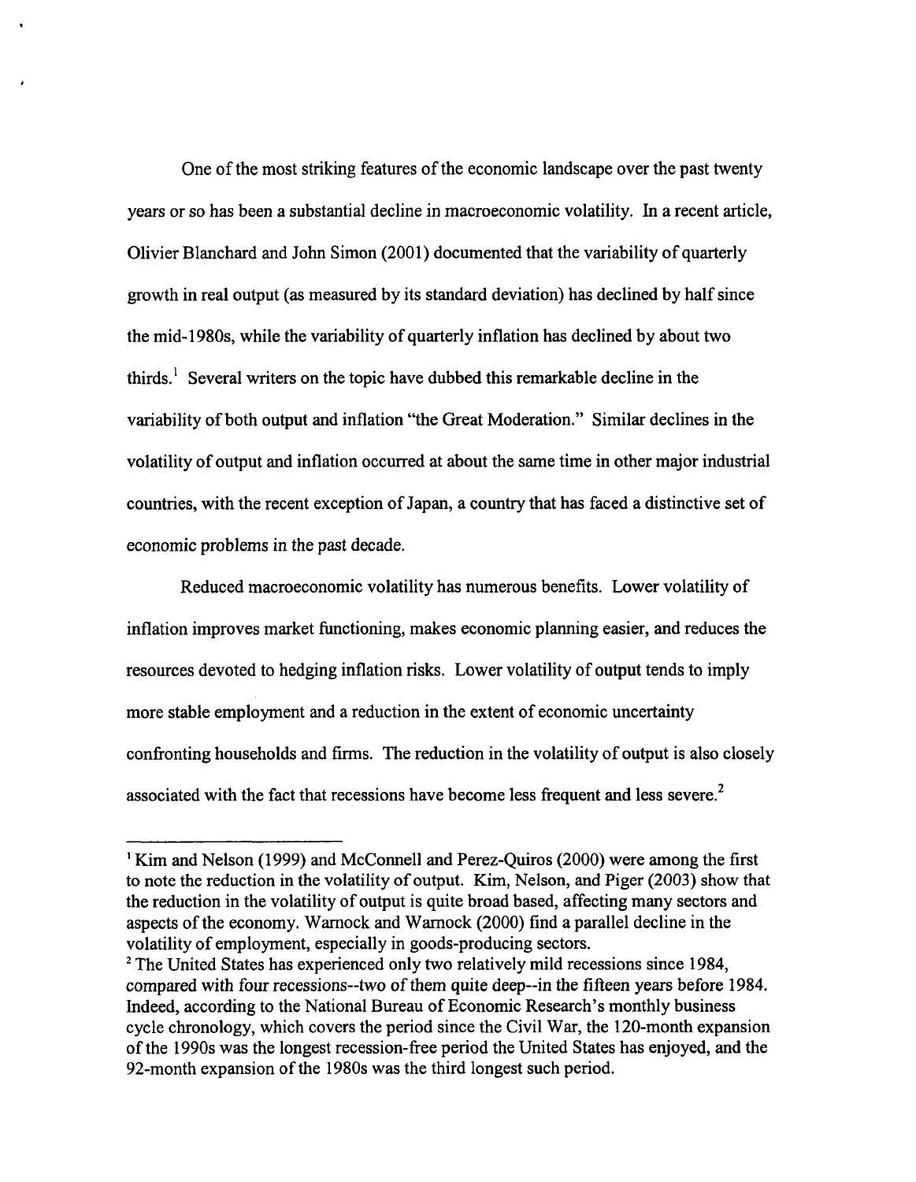One of the most striking features of the economic landscape over the past twenty years or so has been a substantial decline in macroeconomic volatility. In a recent article, Olivier Blanchard and John Simon (2001) documented that the variability of quarterly growth in real output (as measured by its standard deviation) has declined by half since the mid-1980s, while the variability of quarterly inflation has declined by about two thirds.[1] Several writers on the topic have dubbed this remarkable decline in the variability of both output and inflation "the Great Moderation." Similar declines in the volatility of output and inflation occurred at about the same time in other major industrial countries, with the recent exception of Japan, a country that has faced a distinctive set of economic problems in the past decade.

Reduced macroeconomic volatility has numerous benefits. Lower volatility of inflation improves market functioning, makes economic planning easier, and reduces the resources devoted to hedging inflation risks. Lower volatility of output tends to imply more stable employment and a reduction in the extent of economic uncertainty confronting households and firms. The reduction in the volatility of output is also closely associated with the fact that recessions have become less frequent and less severe.[2]

---

[1] Kim and Nelson (1999) and McConnell and Perez-Quiros (2000) were among the first to note the reduction in the volatility of output. Kim, Nelson, and Piger (2003) show that the reduction in the volatility of output is quite broad based, affecting many sectors and aspects of the economy. Warnock and Warnock (2000) find a parallel decline in the volatility of employment, especially in goods-producing sectors.

[2] The United States has experienced only two relatively mild recessions since 1984, compared with four recessions--two of them quite deep--in the fifteen years before 1984. Indeed, according to the National Bureau of Economic Research's monthly business cycle chronology, which covers the period since the Civil War, the 120-month expansion of the 1990s was the longest recession-free period the United States has enjoyed, and the 92-month expansion of the 1980s was the third longest such period.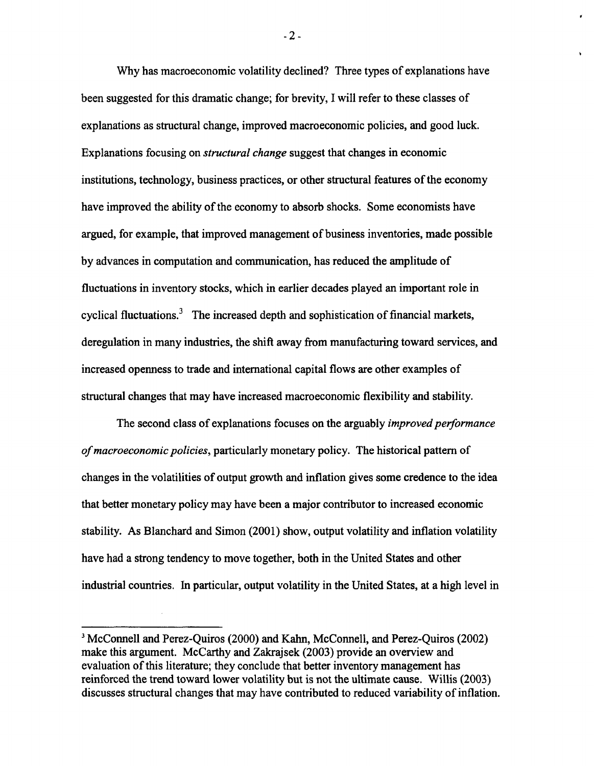Why has macroeconomic volatility declined? Three types of explanations have been suggested for this dramatic change; for brevity, I will refer to these classes of explanations as structural change, improved macroeconomic policies, and good luck. Explanations focusing on *structural change* suggest that changes in economic institutions, technology, business practices, or other structural features of the economy have improved the ability of the economy to absorb shocks. Some economists have argued, for example, that improved management of business inventories, made possible by advances in computation and communication, has reduced the amplitude of fluctuations in inventory stocks, which in earlier decades played an important role in cyclical fluctuations.[3] The increased depth and sophistication of financial markets, deregulation in many industries, the shift away from manufacturing toward services, and increased openness to trade and international capital flows are other examples of structural changes that may have increased macroeconomic flexibility and stability.

The second class of explanations focuses on the arguably *improved performance of macroeconomic policies*, particularly monetary policy. The historical pattern of changes in the volatilities of output growth and inflation gives some credence to the idea that better monetary policy may have been a major contributor to increased economic stability. As Blanchard and Simon (2001) show, output volatility and inflation volatility have had a strong tendency to move together, both in the United States and other industrial countries. In particular, output volatility in the United States, at a high level in

---

[3] McConnell and Perez-Quiros (2000) and Kahn, McConnell, and Perez-Quiros (2002) make this argument. McCarthy and Zakrajsek (2003) provide an overview and evaluation of this literature; they conclude that better inventory management has reinforced the trend toward lower volatility but is not the ultimate cause. Willis (2003) discusses structural changes that may have contributed to reduced variability of inflation.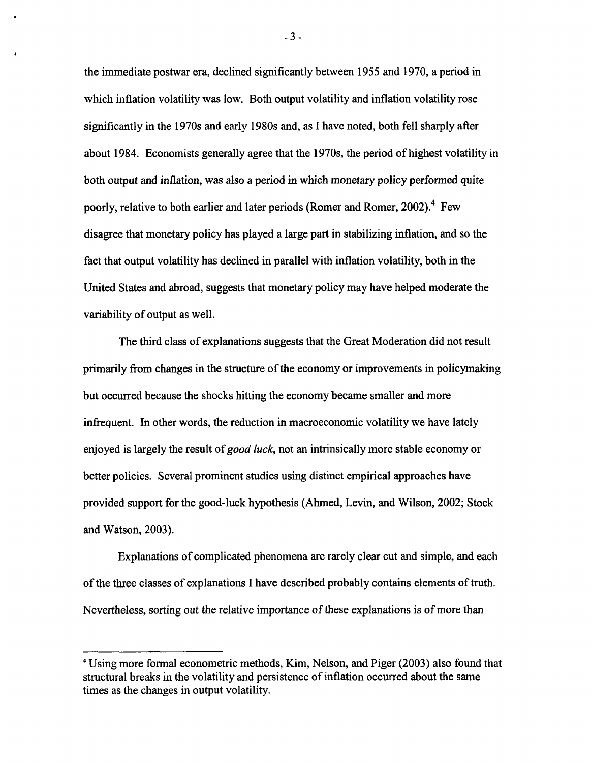the immediate postwar era, declined significantly between 1955 and 1970, a period in which inflation volatility was low. Both output volatility and inflation volatility rose significantly in the 1970s and early 1980s and, as I have noted, both fell sharply after about 1984. Economists generally agree that the 1970s, the period of highest volatility in both output and inflation, was also a period in which monetary policy performed quite poorly, relative to both earlier and later periods (Romer and Romer, 2002).[4] Few disagree that monetary policy has played a large part in stabilizing inflation, and so the fact that output volatility has declined in parallel with inflation volatility, both in the United States and abroad, suggests that monetary policy may have helped moderate the variability of output as well.

The third class of explanations suggests that the Great Moderation did not result primarily from changes in the structure of the economy or improvements in policymaking but occurred because the shocks hitting the economy became smaller and more infrequent. In other words, the reduction in macroeconomic volatility we have lately enjoyed is largely the result of *good luck*, not an intrinsically more stable economy or better policies. Several prominent studies using distinct empirical approaches have provided support for the good-luck hypothesis (Ahmed, Levin, and Wilson, 2002; Stock and Watson, 2003).

Explanations of complicated phenomena are rarely clear cut and simple, and each of the three classes of explanations I have described probably contains elements of truth. Nevertheless, sorting out the relative importance of these explanations is of more than

---

[4] Using more formal econometric methods, Kim, Nelson, and Piger (2003) also found that structural breaks in the volatility and persistence of inflation occurred about the same times as the changes in output volatility.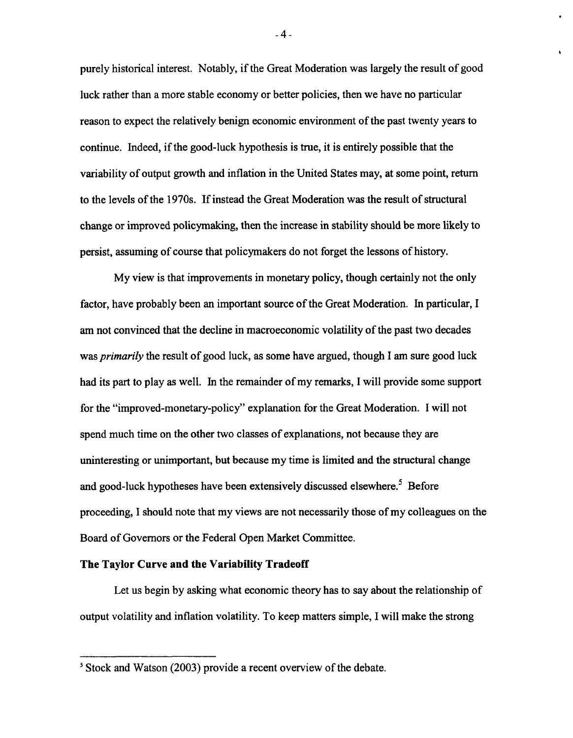purely historical interest. Notably, if the Great Moderation was largely the result of good luck rather than a more stable economy or better policies, then we have no particular reason to expect the relatively benign economic environment of the past twenty years to continue. Indeed, if the good-luck hypothesis is true, it is entirely possible that the variability of output growth and inflation in the United States may, at some point, return to the levels of the 1970s. If instead the Great Moderation was the result of structural change or improved policymaking, then the increase in stability should be more likely to persist, assuming of course that policymakers do not forget the lessons of history.

My view is that improvements in monetary policy, though certainly not the only factor, have probably been an important source of the Great Moderation. In particular, I am not convinced that the decline in macroeconomic volatility of the past two decades was *primarily* the result of good luck, as some have argued, though I am sure good luck had its part to play as well. In the remainder of my remarks, I will provide some support for the "improved-monetary-policy" explanation for the Great Moderation. I will not spend much time on the other two classes of explanations, not because they are uninteresting or unimportant, but because my time is limited and the structural change and good-luck hypotheses have been extensively discussed elsewhere.[5] Before proceeding, I should note that my views are not necessarily those of my colleagues on the Board of Governors or the Federal Open Market Committee.

**The Taylor Curve and the Variability Tradeoff**

Let us begin by asking what economic theory has to say about the relationship of output volatility and inflation volatility. To keep matters simple, I will make the strong

[5] Stock and Watson (2003) provide a recent overview of the debate.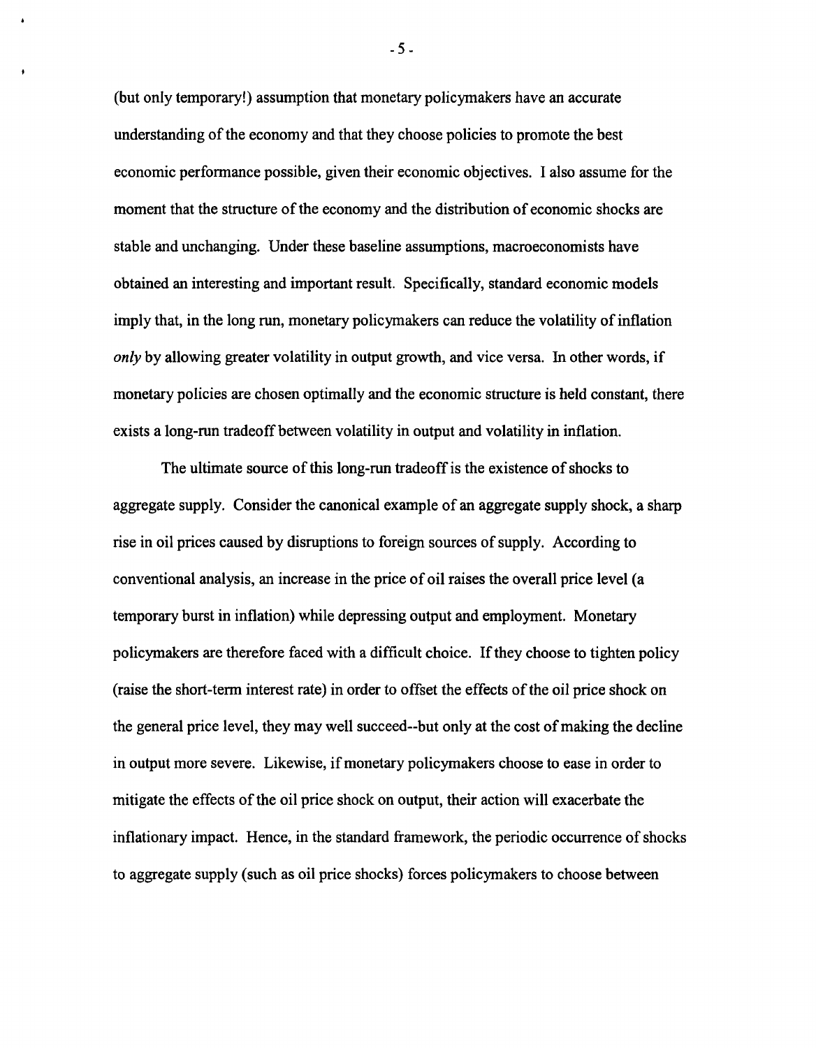(but only temporary!) assumption that monetary policymakers have an accurate understanding of the economy and that they choose policies to promote the best economic performance possible, given their economic objectives. I also assume for the moment that the structure of the economy and the distribution of economic shocks are stable and unchanging. Under these baseline assumptions, macroeconomists have obtained an interesting and important result. Specifically, standard economic models imply that, in the long run, monetary policymakers can reduce the volatility of inflation *only* by allowing greater volatility in output growth, and vice versa. In other words, if monetary policies are chosen optimally and the economic structure is held constant, there exists a long-run tradeoff between volatility in output and volatility in inflation.

The ultimate source of this long-run tradeoff is the existence of shocks to aggregate supply. Consider the canonical example of an aggregate supply shock, a sharp rise in oil prices caused by disruptions to foreign sources of supply. According to conventional analysis, an increase in the price of oil raises the overall price level (a temporary burst in inflation) while depressing output and employment. Monetary policymakers are therefore faced with a difficult choice. If they choose to tighten policy (raise the short-term interest rate) in order to offset the effects of the oil price shock on the general price level, they may well succeed--but only at the cost of making the decline in output more severe. Likewise, if monetary policymakers choose to ease in order to mitigate the effects of the oil price shock on output, their action will exacerbate the inflationary impact. Hence, in the standard framework, the periodic occurrence of shocks to aggregate supply (such as oil price shocks) forces policymakers to choose between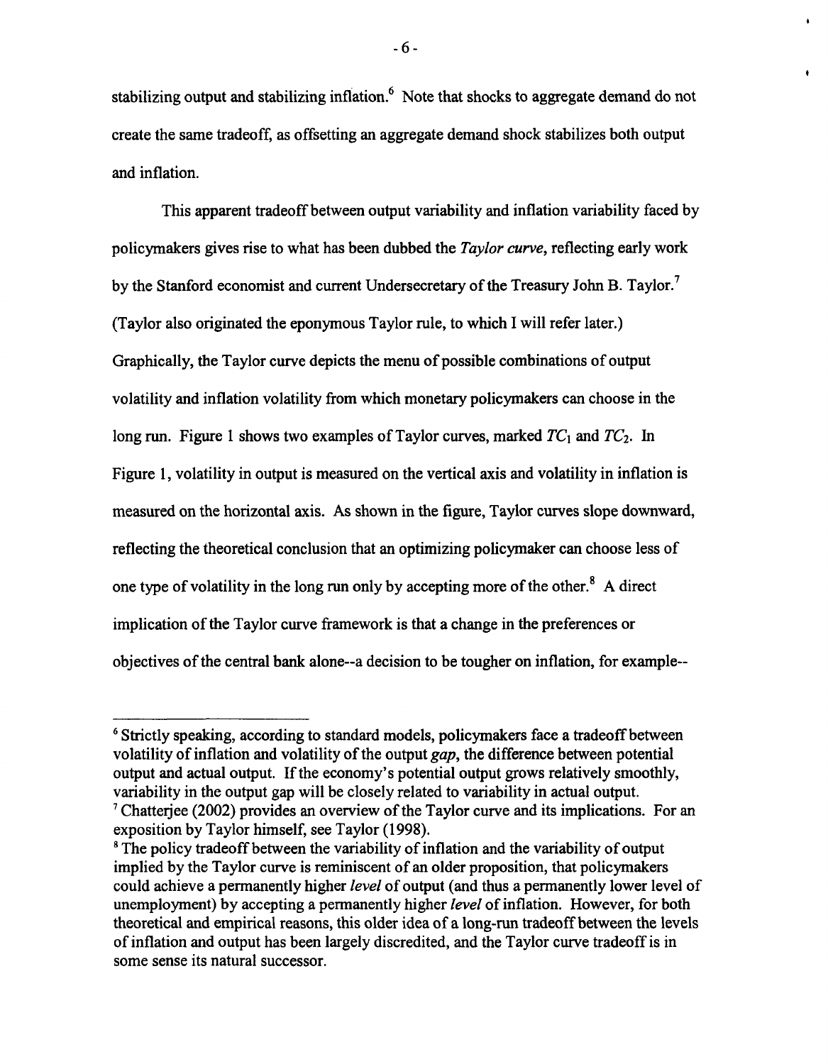stabilizing output and stabilizing inflation.[6] Note that shocks to aggregate demand do not create the same tradeoff, as offsetting an aggregate demand shock stabilizes both output and inflation.

This apparent tradeoff between output variability and inflation variability faced by policymakers gives rise to what has been dubbed the *Taylor curve*, reflecting early work by the Stanford economist and current Undersecretary of the Treasury John B. Taylor.[7] (Taylor also originated the eponymous Taylor rule, to which I will refer later.) Graphically, the Taylor curve depicts the menu of possible combinations of output volatility and inflation volatility from which monetary policymakers can choose in the long run. Figure 1 shows two examples of Taylor curves, marked $TC_1$ and $TC_2$. In Figure 1, volatility in output is measured on the vertical axis and volatility in inflation is measured on the horizontal axis. As shown in the figure, Taylor curves slope downward, reflecting the theoretical conclusion that an optimizing policymaker can choose less of one type of volatility in the long run only by accepting more of the other.[8] A direct implication of the Taylor curve framework is that a change in the preferences or objectives of the central bank alone--a decision to be tougher on inflation, for example--

---

[6] Strictly speaking, according to standard models, policymakers face a tradeoff between volatility of inflation and volatility of the output *gap*, the difference between potential output and actual output. If the economy's potential output grows relatively smoothly, variability in the output gap will be closely related to variability in actual output.

[7] Chatterjee (2002) provides an overview of the Taylor curve and its implications. For an exposition by Taylor himself, see Taylor (1998).

[8] The policy tradeoff between the variability of inflation and the variability of output implied by the Taylor curve is reminiscent of an older proposition, that policymakers could achieve a permanently higher *level* of output (and thus a permanently lower level of unemployment) by accepting a permanently higher *level* of inflation. However, for both theoretical and empirical reasons, this older idea of a long-run tradeoff between the levels of inflation and output has been largely discredited, and the Taylor curve tradeoff is in some sense its natural successor.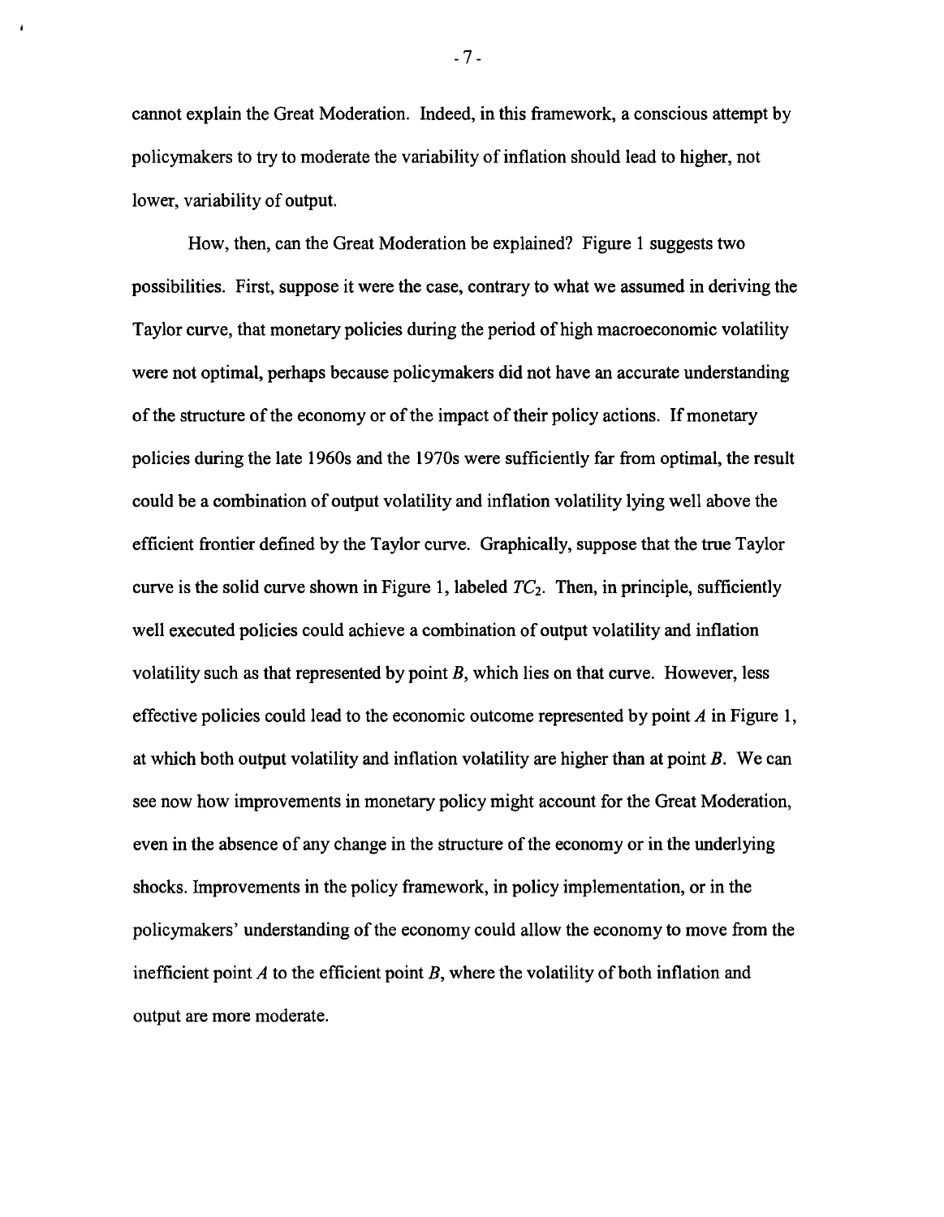cannot explain the Great Moderation. Indeed, in this framework, a conscious attempt by policymakers to try to moderate the variability of inflation should lead to higher, not lower, variability of output.

How, then, can the Great Moderation be explained? Figure 1 suggests two possibilities. First, suppose it were the case, contrary to what we assumed in deriving the Taylor curve, that monetary policies during the period of high macroeconomic volatility were not optimal, perhaps because policymakers did not have an accurate understanding of the structure of the economy or of the impact of their policy actions. If monetary policies during the late 1960s and the 1970s were sufficiently far from optimal, the result could be a combination of output volatility and inflation volatility lying well above the efficient frontier defined by the Taylor curve. Graphically, suppose that the true Taylor curve is the solid curve shown in Figure 1, labeled $TC_2$. Then, in principle, sufficiently well executed policies could achieve a combination of output volatility and inflation volatility such as that represented by point *B*, which lies on that curve. However, less effective policies could lead to the economic outcome represented by point *A* in Figure 1, at which both output volatility and inflation volatility are higher than at point *B*. We can see now how improvements in monetary policy might account for the Great Moderation, even in the absence of any change in the structure of the economy or in the underlying shocks. Improvements in the policy framework, in policy implementation, or in the policymakers' understanding of the economy could allow the economy to move from the inefficient point *A* to the efficient point *B*, where the volatility of both inflation and output are more moderate.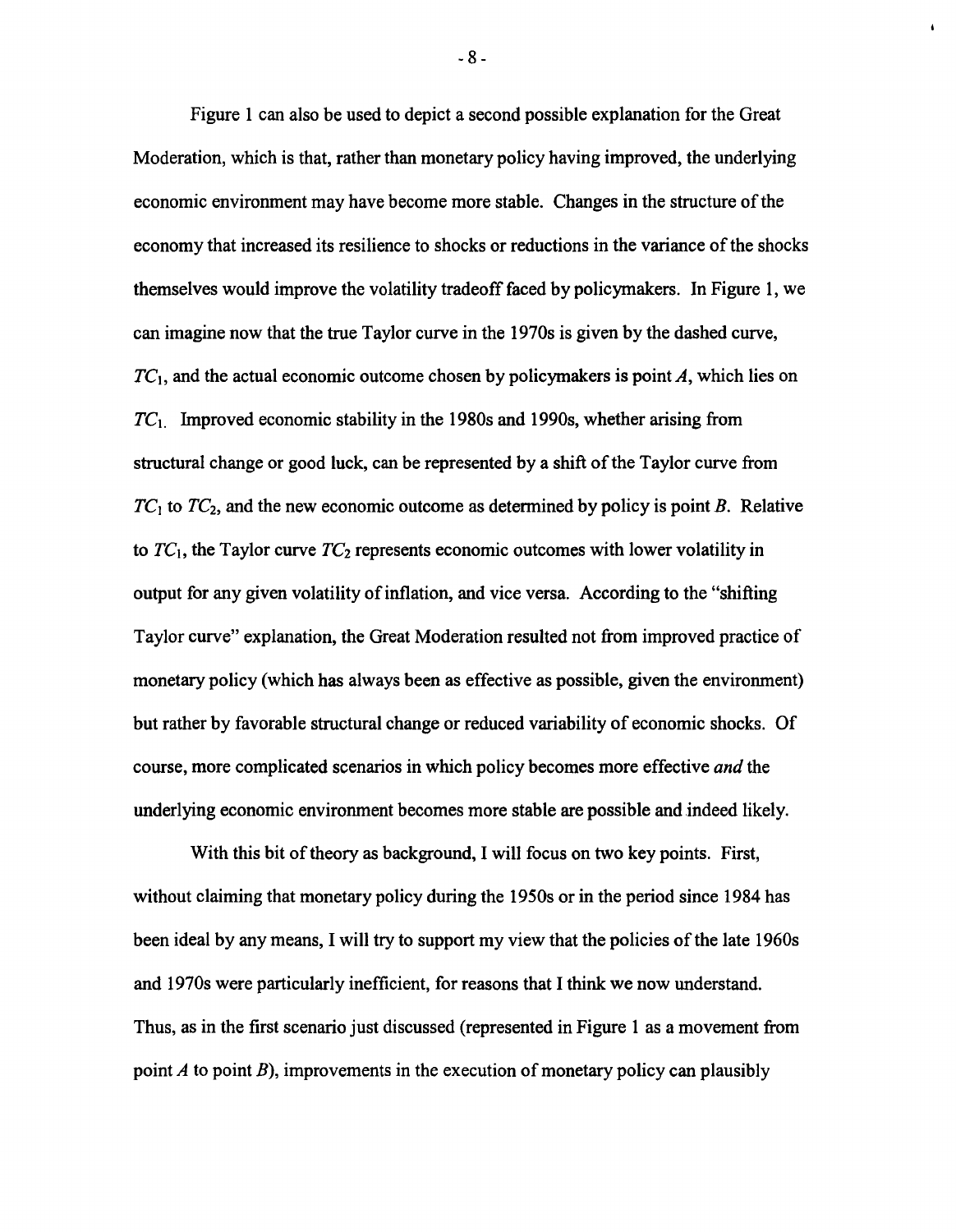Figure 1 can also be used to depict a second possible explanation for the Great Moderation, which is that, rather than monetary policy having improved, the underlying economic environment may have become more stable. Changes in the structure of the economy that increased its resilience to shocks or reductions in the variance of the shocks themselves would improve the volatility tradeoff faced by policymakers. In Figure 1, we can imagine now that the true Taylor curve in the 1970s is given by the dashed curve, $TC_1$, and the actual economic outcome chosen by policymakers is point *A*, which lies on $TC_1$. Improved economic stability in the 1980s and 1990s, whether arising from structural change or good luck, can be represented by a shift of the Taylor curve from $TC_1$ to $TC_2$, and the new economic outcome as determined by policy is point *B*. Relative to $TC_1$, the Taylor curve $TC_2$ represents economic outcomes with lower volatility in output for any given volatility of inflation, and vice versa. According to the "shifting Taylor curve" explanation, the Great Moderation resulted not from improved practice of monetary policy (which has always been as effective as possible, given the environment) but rather by favorable structural change or reduced variability of economic shocks. Of course, more complicated scenarios in which policy becomes more effective *and* the underlying economic environment becomes more stable are possible and indeed likely.

With this bit of theory as background, I will focus on two key points. First, without claiming that monetary policy during the 1950s or in the period since 1984 has been ideal by any means, I will try to support my view that the policies of the late 1960s and 1970s were particularly inefficient, for reasons that I think we now understand. Thus, as in the first scenario just discussed (represented in Figure 1 as a movement from point *A* to point *B*), improvements in the execution of monetary policy can plausibly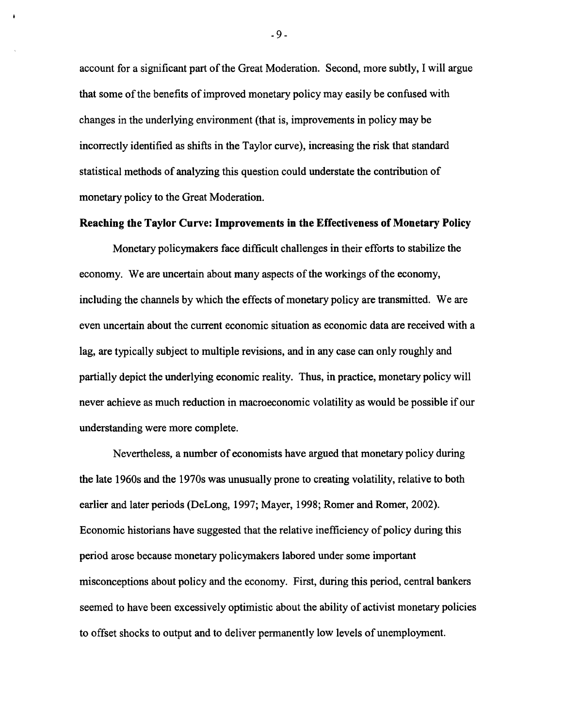account for a significant part of the Great Moderation. Second, more subtly, I will argue that some of the benefits of improved monetary policy may easily be confused with changes in the underlying environment (that is, improvements in policy may be incorrectly identified as shifts in the Taylor curve), increasing the risk that standard statistical methods of analyzing this question could understate the contribution of monetary policy to the Great Moderation.

**Reaching the Taylor Curve: Improvements in the Effectiveness of Monetary Policy**

Monetary policymakers face difficult challenges in their efforts to stabilize the economy. We are uncertain about many aspects of the workings of the economy, including the channels by which the effects of monetary policy are transmitted. We are even uncertain about the current economic situation as economic data are received with a lag, are typically subject to multiple revisions, and in any case can only roughly and partially depict the underlying economic reality. Thus, in practice, monetary policy will never achieve as much reduction in macroeconomic volatility as would be possible if our understanding were more complete.

Nevertheless, a number of economists have argued that monetary policy during the late 1960s and the 1970s was unusually prone to creating volatility, relative to both earlier and later periods (DeLong, 1997; Mayer, 1998; Romer and Romer, 2002). Economic historians have suggested that the relative inefficiency of policy during this period arose because monetary policymakers labored under some important misconceptions about policy and the economy. First, during this period, central bankers seemed to have been excessively optimistic about the ability of activist monetary policies to offset shocks to output and to deliver permanently low levels of unemployment.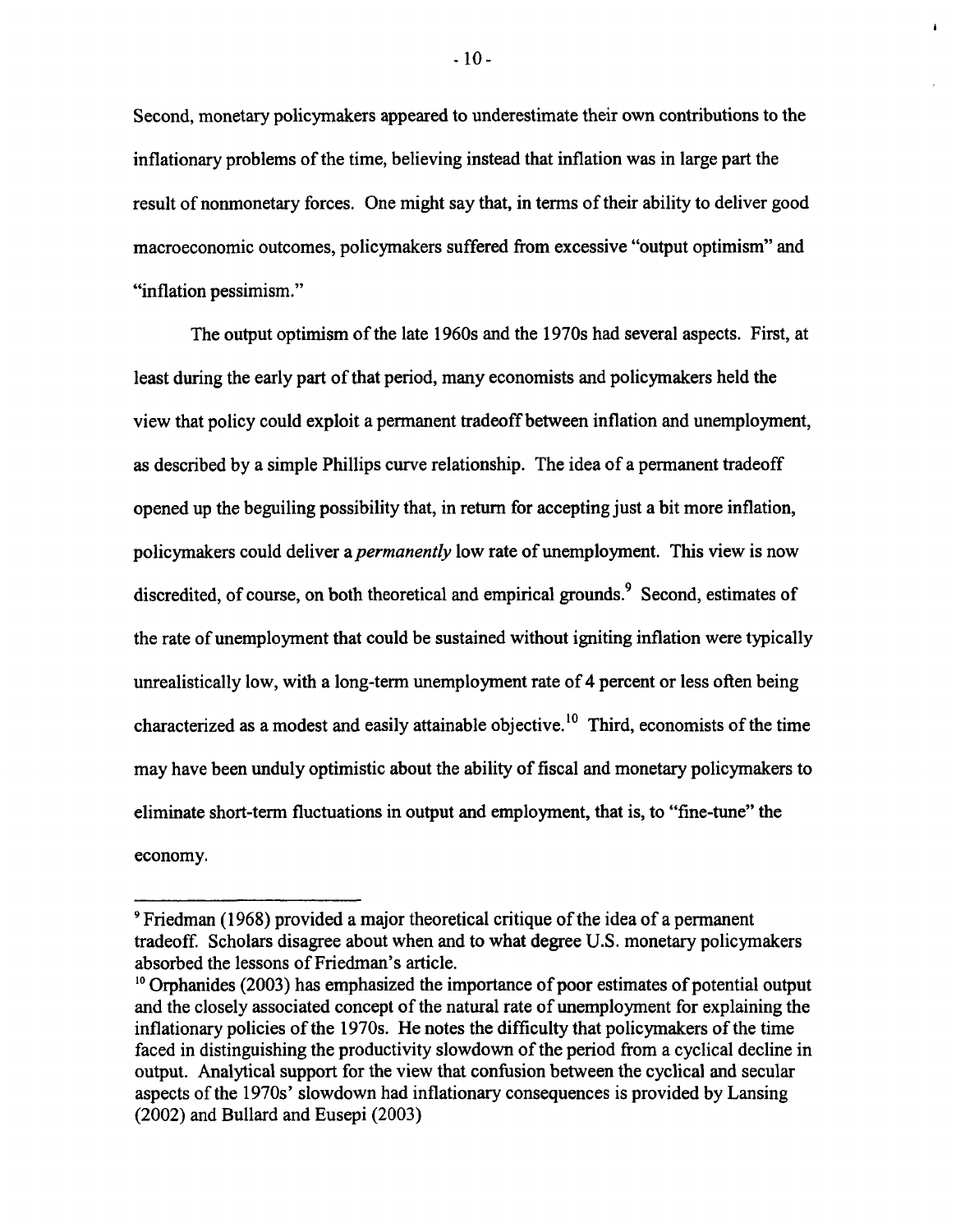Second, monetary policymakers appeared to underestimate their own contributions to the inflationary problems of the time, believing instead that inflation was in large part the result of nonmonetary forces. One might say that, in terms of their ability to deliver good macroeconomic outcomes, policymakers suffered from excessive "output optimism" and "inflation pessimism."

The output optimism of the late 1960s and the 1970s had several aspects. First, at least during the early part of that period, many economists and policymakers held the view that policy could exploit a permanent tradeoff between inflation and unemployment, as described by a simple Phillips curve relationship. The idea of a permanent tradeoff opened up the beguiling possibility that, in return for accepting just a bit more inflation, policymakers could deliver a *permanently* low rate of unemployment. This view is now discredited, of course, on both theoretical and empirical grounds.[9] Second, estimates of the rate of unemployment that could be sustained without igniting inflation were typically unrealistically low, with a long-term unemployment rate of 4 percent or less often being characterized as a modest and easily attainable objective.[10] Third, economists of the time may have been unduly optimistic about the ability of fiscal and monetary policymakers to eliminate short-term fluctuations in output and employment, that is, to "fine-tune" the economy.

---

[9] Friedman (1968) provided a major theoretical critique of the idea of a permanent tradeoff. Scholars disagree about when and to what degree U.S. monetary policymakers absorbed the lessons of Friedman's article.

[10] Orphanides (2003) has emphasized the importance of poor estimates of potential output and the closely associated concept of the natural rate of unemployment for explaining the inflationary policies of the 1970s. He notes the difficulty that policymakers of the time faced in distinguishing the productivity slowdown of the period from a cyclical decline in output. Analytical support for the view that confusion between the cyclical and secular aspects of the 1970s' slowdown had inflationary consequences is provided by Lansing (2002) and Bullard and Eusepi (2003)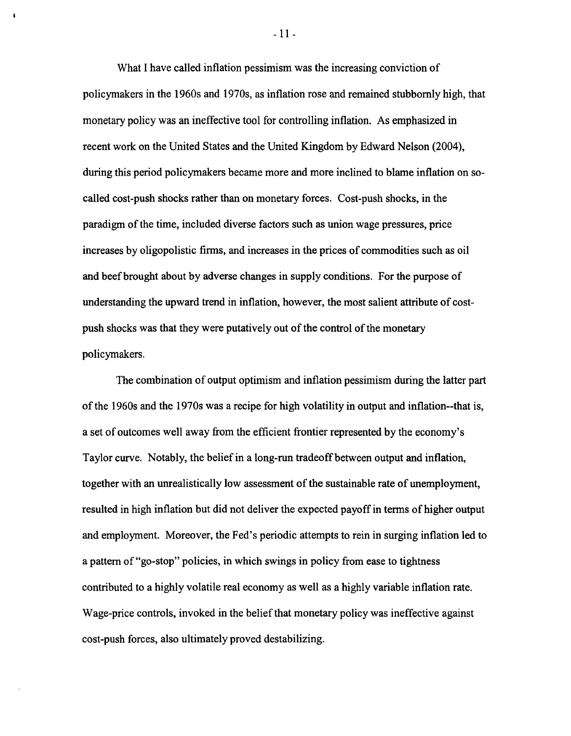What I have called inflation pessimism was the increasing conviction of policymakers in the 1960s and 1970s, as inflation rose and remained stubbornly high, that monetary policy was an ineffective tool for controlling inflation. As emphasized in recent work on the United States and the United Kingdom by Edward Nelson (2004), during this period policymakers became more and more inclined to blame inflation on so-called cost-push shocks rather than on monetary forces. Cost-push shocks, in the paradigm of the time, included diverse factors such as union wage pressures, price increases by oligopolistic firms, and increases in the prices of commodities such as oil and beef brought about by adverse changes in supply conditions. For the purpose of understanding the upward trend in inflation, however, the most salient attribute of cost-push shocks was that they were putatively out of the control of the monetary policymakers.

The combination of output optimism and inflation pessimism during the latter part of the 1960s and the 1970s was a recipe for high volatility in output and inflation--that is, a set of outcomes well away from the efficient frontier represented by the economy's Taylor curve. Notably, the belief in a long-run tradeoff between output and inflation, together with an unrealistically low assessment of the sustainable rate of unemployment, resulted in high inflation but did not deliver the expected payoff in terms of higher output and employment. Moreover, the Fed's periodic attempts to rein in surging inflation led to a pattern of "go-stop" policies, in which swings in policy from ease to tightness contributed to a highly volatile real economy as well as a highly variable inflation rate. Wage-price controls, invoked in the belief that monetary policy was ineffective against cost-push forces, also ultimately proved destabilizing.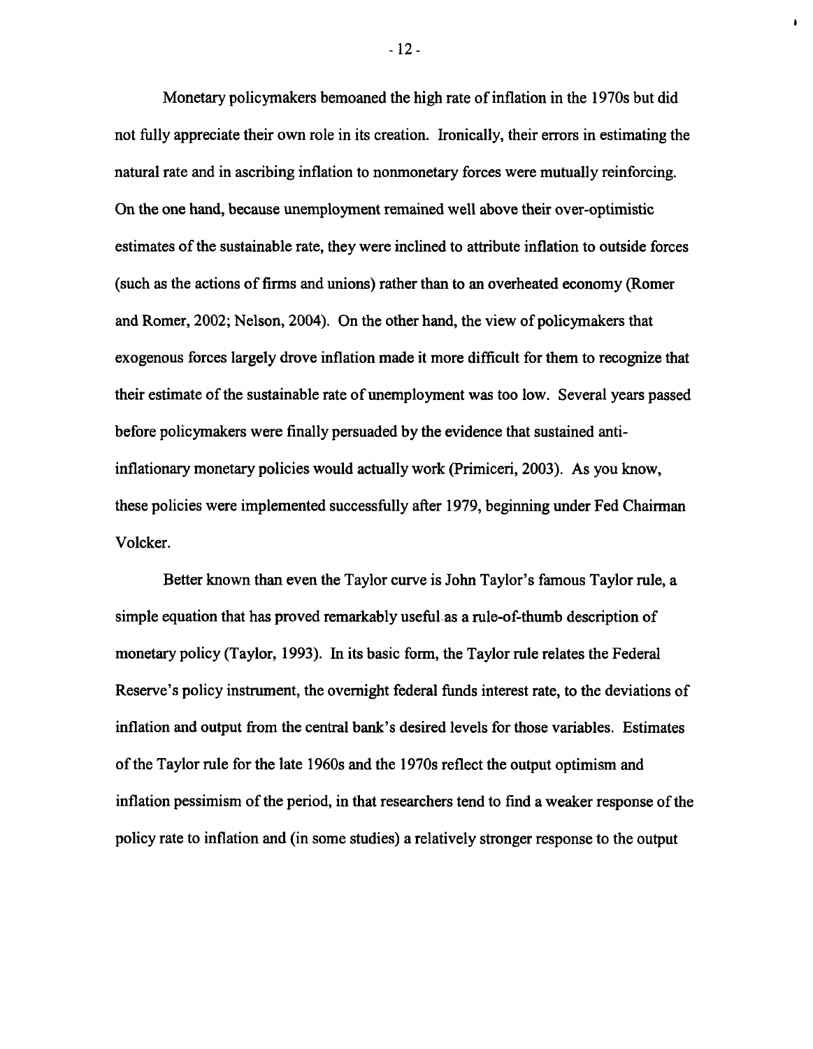Monetary policymakers bemoaned the high rate of inflation in the 1970s but did not fully appreciate their own role in its creation. Ironically, their errors in estimating the natural rate and in ascribing inflation to nonmonetary forces were mutually reinforcing. On the one hand, because unemployment remained well above their over-optimistic estimates of the sustainable rate, they were inclined to attribute inflation to outside forces (such as the actions of firms and unions) rather than to an overheated economy (Romer and Romer, 2002; Nelson, 2004). On the other hand, the view of policymakers that exogenous forces largely drove inflation made it more difficult for them to recognize that their estimate of the sustainable rate of unemployment was too low. Several years passed before policymakers were finally persuaded by the evidence that sustained anti-inflationary monetary policies would actually work (Primiceri, 2003). As you know, these policies were implemented successfully after 1979, beginning under Fed Chairman Volcker.

Better known than even the Taylor curve is John Taylor's famous Taylor rule, a simple equation that has proved remarkably useful as a rule-of-thumb description of monetary policy (Taylor, 1993). In its basic form, the Taylor rule relates the Federal Reserve's policy instrument, the overnight federal funds interest rate, to the deviations of inflation and output from the central bank's desired levels for those variables. Estimates of the Taylor rule for the late 1960s and the 1970s reflect the output optimism and inflation pessimism of the period, in that researchers tend to find a weaker response of the policy rate to inflation and (in some studies) a relatively stronger response to the output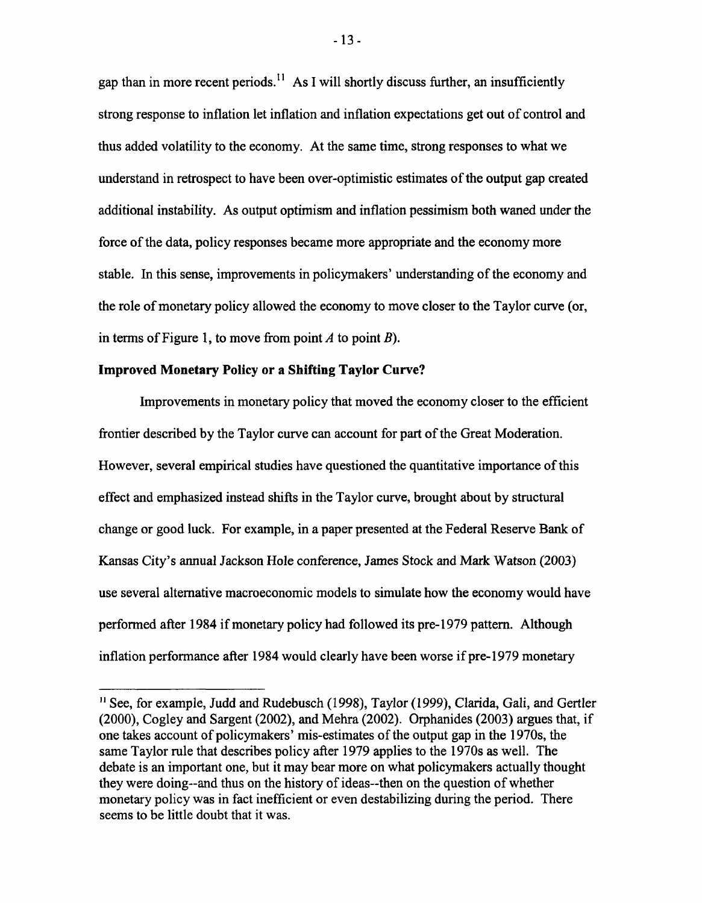gap than in more recent periods.[11] As I will shortly discuss further, an insufficiently strong response to inflation let inflation and inflation expectations get out of control and thus added volatility to the economy. At the same time, strong responses to what we understand in retrospect to have been over-optimistic estimates of the output gap created additional instability. As output optimism and inflation pessimism both waned under the force of the data, policy responses became more appropriate and the economy more stable. In this sense, improvements in policymakers' understanding of the economy and the role of monetary policy allowed the economy to move closer to the Taylor curve (or, in terms of Figure 1, to move from point *A* to point *B*).

**Improved Monetary Policy or a Shifting Taylor Curve?**

Improvements in monetary policy that moved the economy closer to the efficient frontier described by the Taylor curve can account for part of the Great Moderation. However, several empirical studies have questioned the quantitative importance of this effect and emphasized instead shifts in the Taylor curve, brought about by structural change or good luck. For example, in a paper presented at the Federal Reserve Bank of Kansas City's annual Jackson Hole conference, James Stock and Mark Watson (2003) use several alternative macroeconomic models to simulate how the economy would have performed after 1984 if monetary policy had followed its pre-1979 pattern. Although inflation performance after 1984 would clearly have been worse if pre-1979 monetary

---

[11] See, for example, Judd and Rudebusch (1998), Taylor (1999), Clarida, Gali, and Gertler (2000), Cogley and Sargent (2002), and Mehra (2002). Orphanides (2003) argues that, if one takes account of policymakers' mis-estimates of the output gap in the 1970s, the same Taylor rule that describes policy after 1979 applies to the 1970s as well. The debate is an important one, but it may bear more on what policymakers actually thought they were doing--and thus on the history of ideas--then on the question of whether monetary policy was in fact inefficient or even destabilizing during the period. There seems to be little doubt that it was.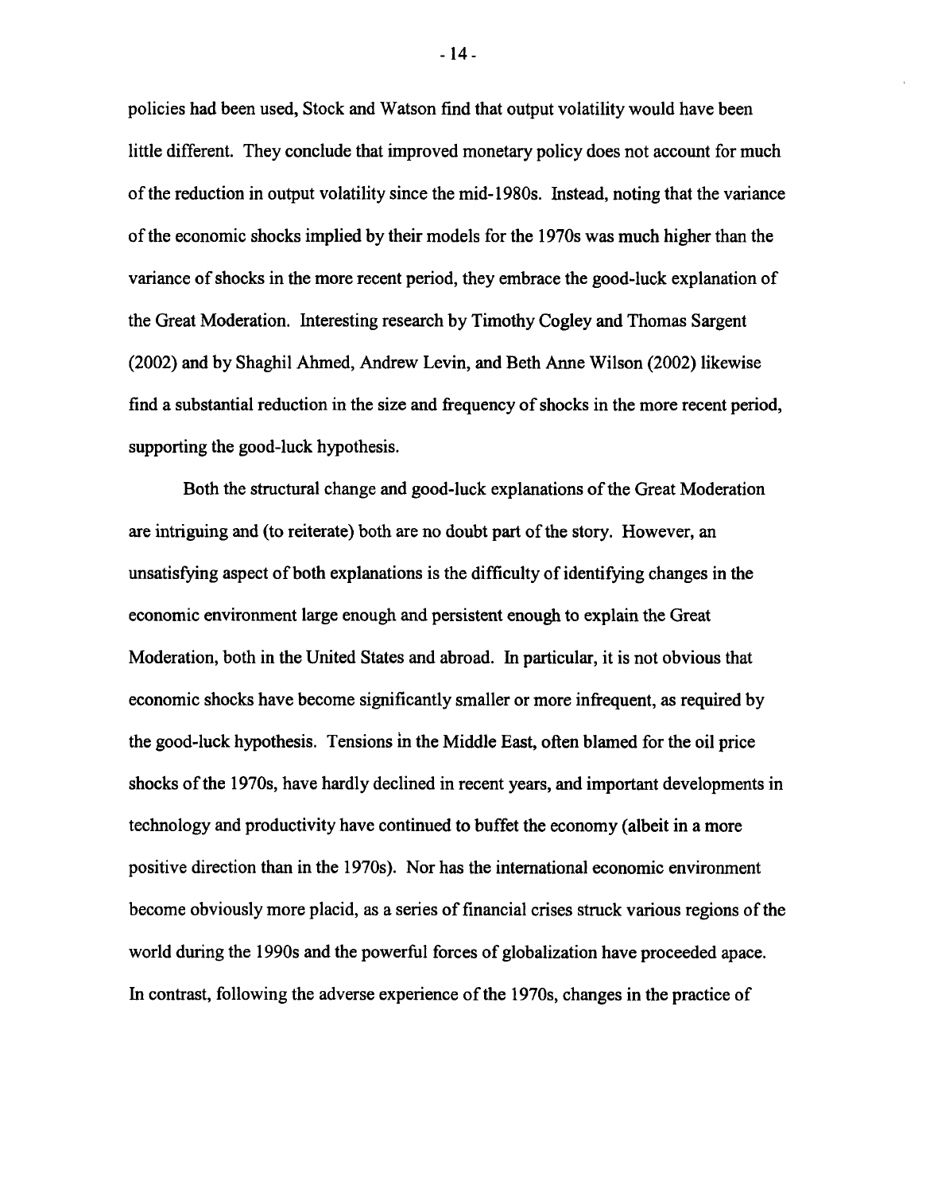policies had been used, Stock and Watson find that output volatility would have been little different. They conclude that improved monetary policy does not account for much of the reduction in output volatility since the mid-1980s. Instead, noting that the variance of the economic shocks implied by their models for the 1970s was much higher than the variance of shocks in the more recent period, they embrace the good-luck explanation of the Great Moderation. Interesting research by Timothy Cogley and Thomas Sargent (2002) and by Shaghil Ahmed, Andrew Levin, and Beth Anne Wilson (2002) likewise find a substantial reduction in the size and frequency of shocks in the more recent period, supporting the good-luck hypothesis.

Both the structural change and good-luck explanations of the Great Moderation are intriguing and (to reiterate) both are no doubt part of the story. However, an unsatisfying aspect of both explanations is the difficulty of identifying changes in the economic environment large enough and persistent enough to explain the Great Moderation, both in the United States and abroad. In particular, it is not obvious that economic shocks have become significantly smaller or more infrequent, as required by the good-luck hypothesis. Tensions in the Middle East, often blamed for the oil price shocks of the 1970s, have hardly declined in recent years, and important developments in technology and productivity have continued to buffet the economy (albeit in a more positive direction than in the 1970s). Nor has the international economic environment become obviously more placid, as a series of financial crises struck various regions of the world during the 1990s and the powerful forces of globalization have proceeded apace. In contrast, following the adverse experience of the 1970s, changes in the practice of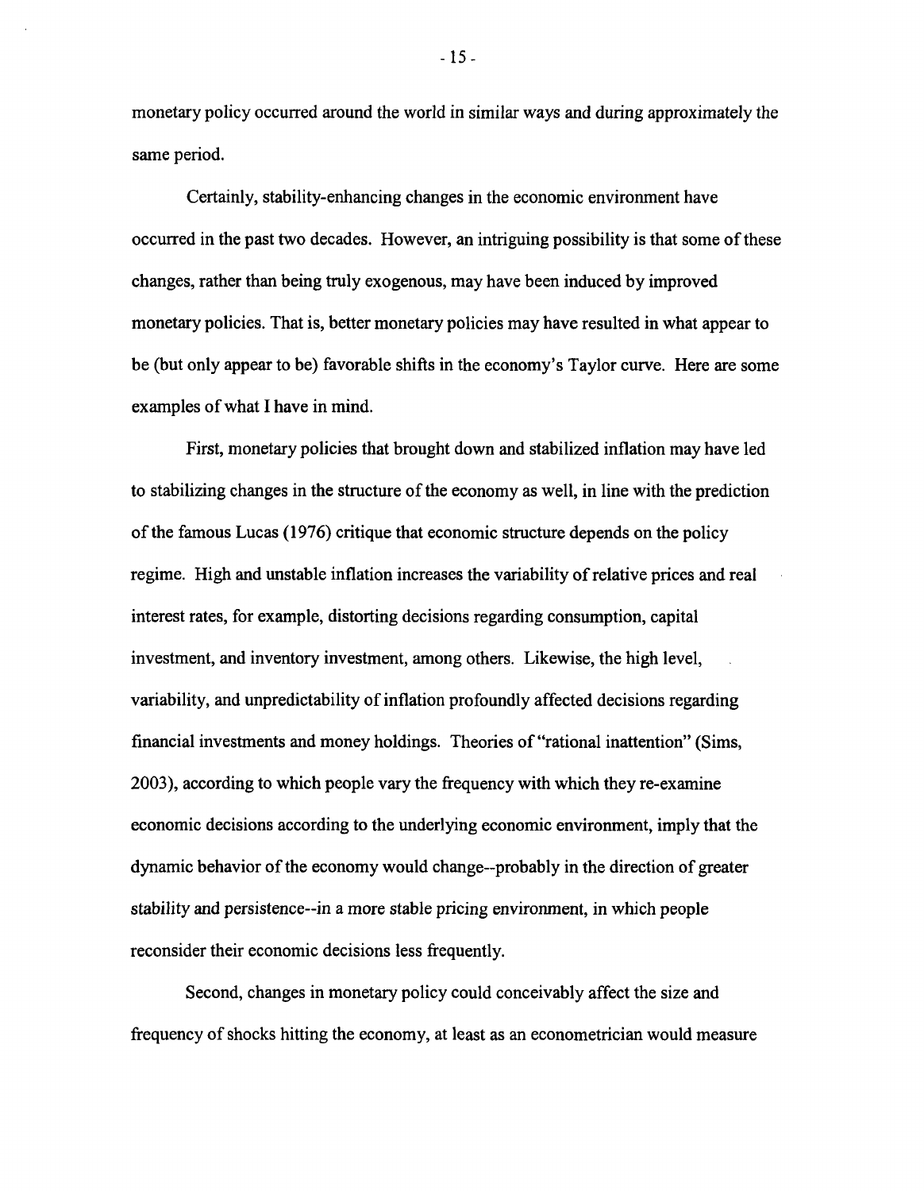monetary policy occurred around the world in similar ways and during approximately the same period.

Certainly, stability-enhancing changes in the economic environment have occurred in the past two decades. However, an intriguing possibility is that some of these changes, rather than being truly exogenous, may have been induced by improved monetary policies. That is, better monetary policies may have resulted in what appear to be (but only appear to be) favorable shifts in the economy's Taylor curve. Here are some examples of what I have in mind.

First, monetary policies that brought down and stabilized inflation may have led to stabilizing changes in the structure of the economy as well, in line with the prediction of the famous Lucas (1976) critique that economic structure depends on the policy regime. High and unstable inflation increases the variability of relative prices and real interest rates, for example, distorting decisions regarding consumption, capital investment, and inventory investment, among others. Likewise, the high level, variability, and unpredictability of inflation profoundly affected decisions regarding financial investments and money holdings. Theories of "rational inattention" (Sims, 2003), according to which people vary the frequency with which they re-examine economic decisions according to the underlying economic environment, imply that the dynamic behavior of the economy would change--probably in the direction of greater stability and persistence--in a more stable pricing environment, in which people reconsider their economic decisions less frequently.

Second, changes in monetary policy could conceivably affect the size and frequency of shocks hitting the economy, at least as an econometrician would measure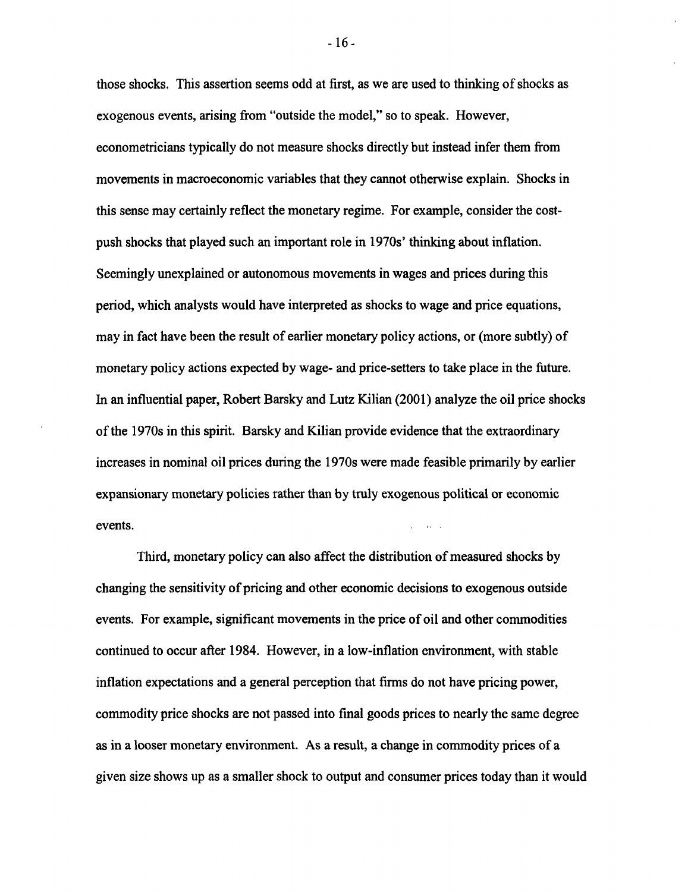those shocks. This assertion seems odd at first, as we are used to thinking of shocks as exogenous events, arising from "outside the model," so to speak. However, econometricians typically do not measure shocks directly but instead infer them from movements in macroeconomic variables that they cannot otherwise explain. Shocks in this sense may certainly reflect the monetary regime. For example, consider the cost-push shocks that played such an important role in 1970s' thinking about inflation. Seemingly unexplained or autonomous movements in wages and prices during this period, which analysts would have interpreted as shocks to wage and price equations, may in fact have been the result of earlier monetary policy actions, or (more subtly) of monetary policy actions expected by wage- and price-setters to take place in the future. In an influential paper, Robert Barsky and Lutz Kilian (2001) analyze the oil price shocks of the 1970s in this spirit. Barsky and Kilian provide evidence that the extraordinary increases in nominal oil prices during the 1970s were made feasible primarily by earlier expansionary monetary policies rather than by truly exogenous political or economic events.

Third, monetary policy can also affect the distribution of measured shocks by changing the sensitivity of pricing and other economic decisions to exogenous outside events. For example, significant movements in the price of oil and other commodities continued to occur after 1984. However, in a low-inflation environment, with stable inflation expectations and a general perception that firms do not have pricing power, commodity price shocks are not passed into final goods prices to nearly the same degree as in a looser monetary environment. As a result, a change in commodity prices of a given size shows up as a smaller shock to output and consumer prices today than it would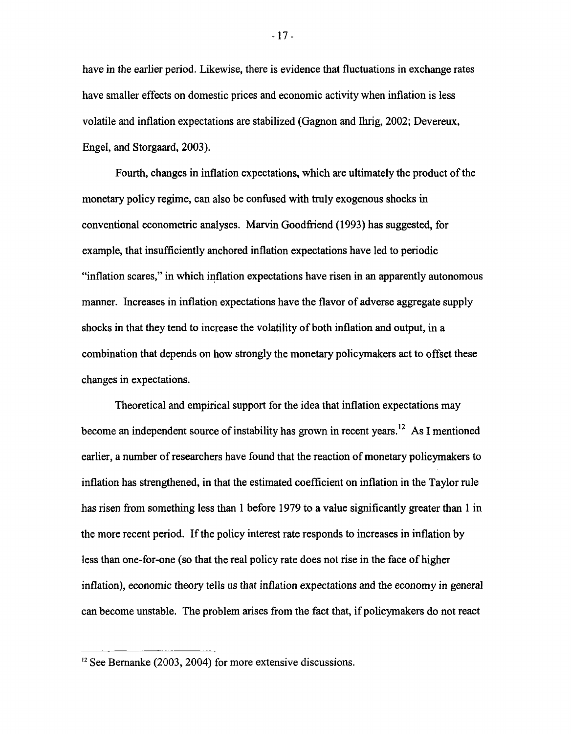have in the earlier period. Likewise, there is evidence that fluctuations in exchange rates have smaller effects on domestic prices and economic activity when inflation is less volatile and inflation expectations are stabilized (Gagnon and Ihrig, 2002; Devereux, Engel, and Storgaard, 2003).

Fourth, changes in inflation expectations, which are ultimately the product of the monetary policy regime, can also be confused with truly exogenous shocks in conventional econometric analyses. Marvin Goodfriend (1993) has suggested, for example, that insufficiently anchored inflation expectations have led to periodic "inflation scares," in which inflation expectations have risen in an apparently autonomous manner. Increases in inflation expectations have the flavor of adverse aggregate supply shocks in that they tend to increase the volatility of both inflation and output, in a combination that depends on how strongly the monetary policymakers act to offset these changes in expectations.

Theoretical and empirical support for the idea that inflation expectations may become an independent source of instability has grown in recent years.[12] As I mentioned earlier, a number of researchers have found that the reaction of monetary policymakers to inflation has strengthened, in that the estimated coefficient on inflation in the Taylor rule has risen from something less than 1 before 1979 to a value significantly greater than 1 in the more recent period. If the policy interest rate responds to increases in inflation by less than one-for-one (so that the real policy rate does not rise in the face of higher inflation), economic theory tells us that inflation expectations and the economy in general can become unstable. The problem arises from the fact that, if policymakers do not react

[12] See Bernanke (2003, 2004) for more extensive discussions.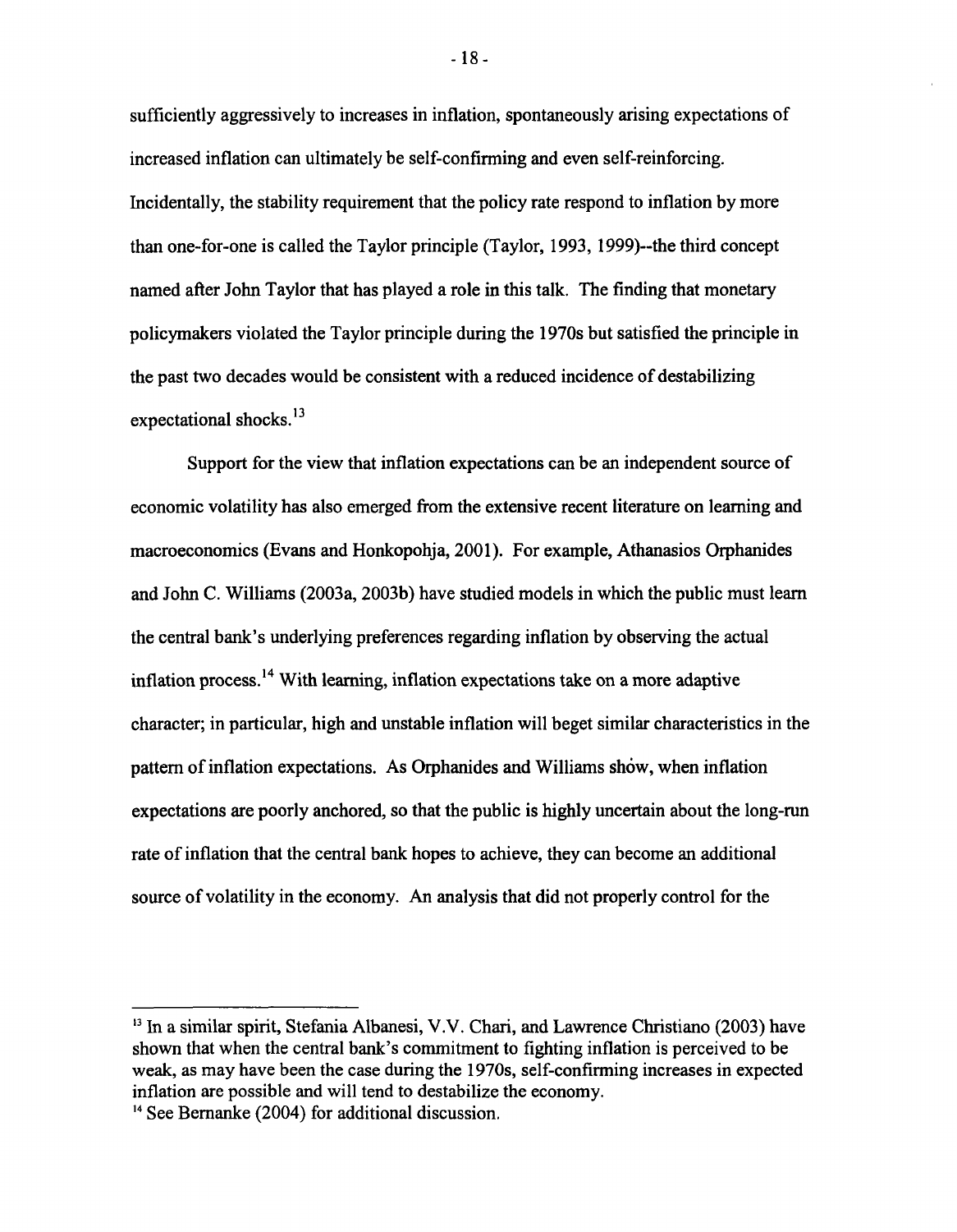sufficiently aggressively to increases in inflation, spontaneously arising expectations of increased inflation can ultimately be self-confirming and even self-reinforcing. Incidentally, the stability requirement that the policy rate respond to inflation by more than one-for-one is called the Taylor principle (Taylor, 1993, 1999)--the third concept named after John Taylor that has played a role in this talk. The finding that monetary policymakers violated the Taylor principle during the 1970s but satisfied the principle in the past two decades would be consistent with a reduced incidence of destabilizing expectational shocks.[13]

Support for the view that inflation expectations can be an independent source of economic volatility has also emerged from the extensive recent literature on learning and macroeconomics (Evans and Honkopohja, 2001). For example, Athanasios Orphanides and John C. Williams (2003a, 2003b) have studied models in which the public must learn the central bank's underlying preferences regarding inflation by observing the actual inflation process.[14] With learning, inflation expectations take on a more adaptive character; in particular, high and unstable inflation will beget similar characteristics in the pattern of inflation expectations. As Orphanides and Williams show, when inflation expectations are poorly anchored, so that the public is highly uncertain about the long-run rate of inflation that the central bank hopes to achieve, they can become an additional source of volatility in the economy. An analysis that did not properly control for the

[13] In a similar spirit, Stefania Albanesi, V.V. Chari, and Lawrence Christiano (2003) have shown that when the central bank's commitment to fighting inflation is perceived to be weak, as may have been the case during the 1970s, self-confirming increases in expected inflation are possible and will tend to destabilize the economy.

[14] See Bernanke (2004) for additional discussion.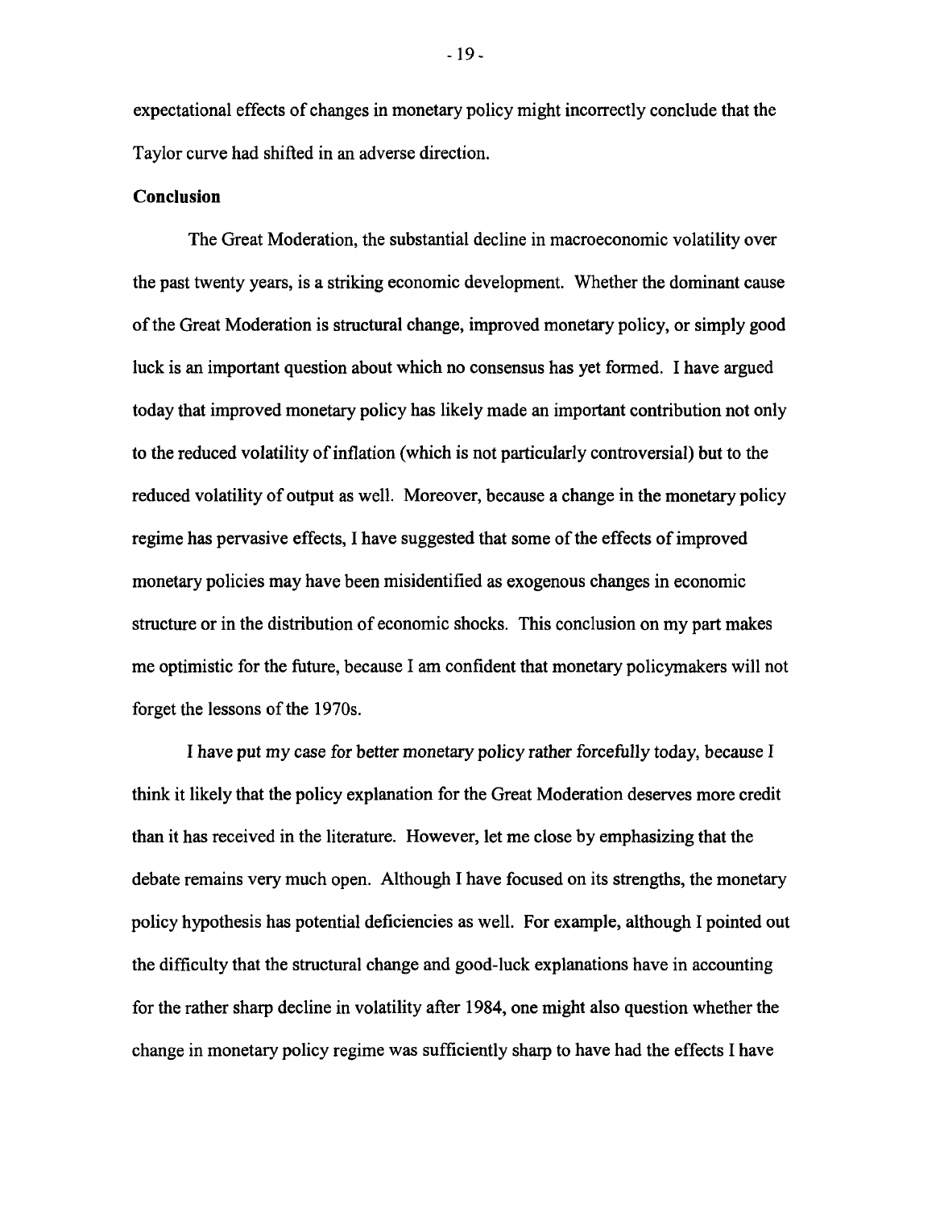expectational effects of changes in monetary policy might incorrectly conclude that the Taylor curve had shifted in an adverse direction.

**Conclusion**

The Great Moderation, the substantial decline in macroeconomic volatility over the past twenty years, is a striking economic development. Whether the dominant cause of the Great Moderation is structural change, improved monetary policy, or simply good luck is an important question about which no consensus has yet formed. I have argued today that improved monetary policy has likely made an important contribution not only to the reduced volatility of inflation (which is not particularly controversial) but to the reduced volatility of output as well. Moreover, because a change in the monetary policy regime has pervasive effects, I have suggested that some of the effects of improved monetary policies may have been misidentified as exogenous changes in economic structure or in the distribution of economic shocks. This conclusion on my part makes me optimistic for the future, because I am confident that monetary policymakers will not forget the lessons of the 1970s.

I have put my case for better monetary policy rather forcefully today, because I think it likely that the policy explanation for the Great Moderation deserves more credit than it has received in the literature. However, let me close by emphasizing that the debate remains very much open. Although I have focused on its strengths, the monetary policy hypothesis has potential deficiencies as well. For example, although I pointed out the difficulty that the structural change and good-luck explanations have in accounting for the rather sharp decline in volatility after 1984, one might also question whether the change in monetary policy regime was sufficiently sharp to have had the effects I have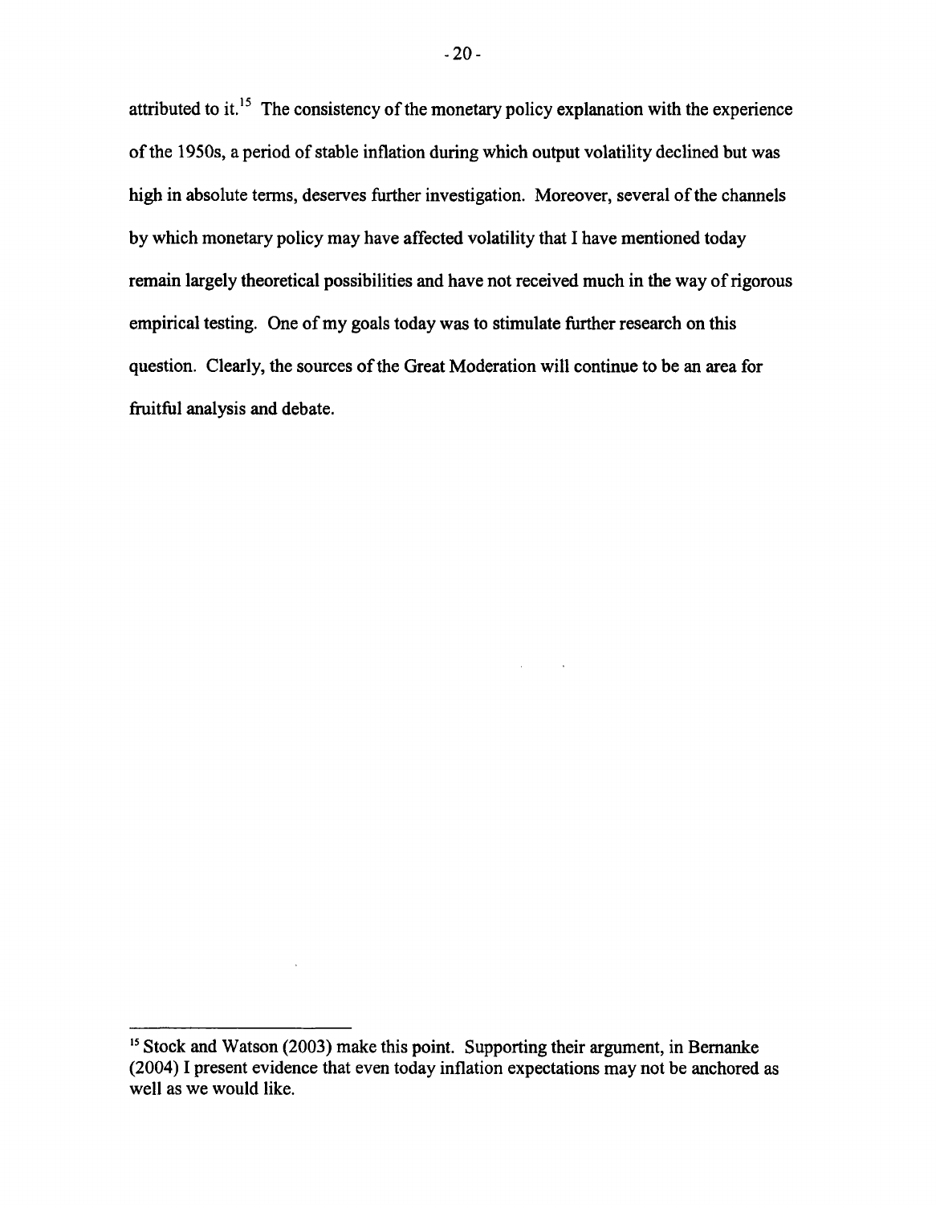attributed to it.[15] The consistency of the monetary policy explanation with the experience of the 1950s, a period of stable inflation during which output volatility declined but was high in absolute terms, deserves further investigation. Moreover, several of the channels by which monetary policy may have affected volatility that I have mentioned today remain largely theoretical possibilities and have not received much in the way of rigorous empirical testing. One of my goals today was to stimulate further research on this question. Clearly, the sources of the Great Moderation will continue to be an area for fruitful analysis and debate.

---

[15] Stock and Watson (2003) make this point. Supporting their argument, in Bernanke (2004) I present evidence that even today inflation expectations may not be anchored as well as we would like.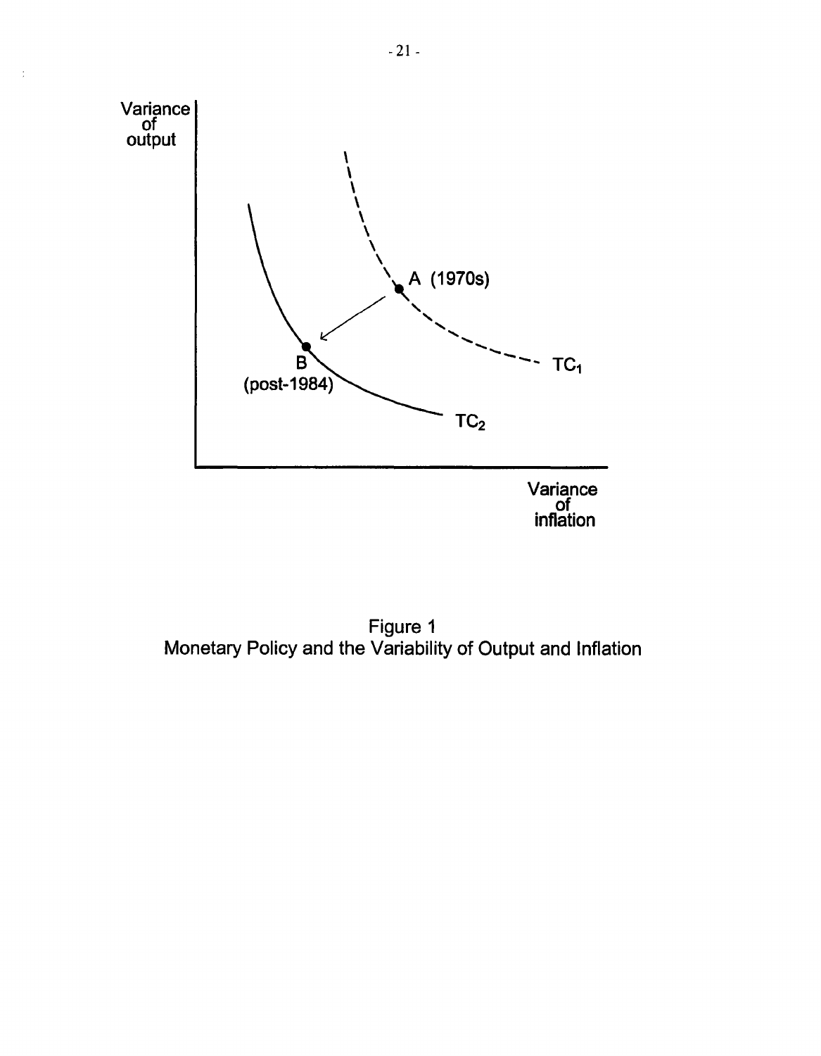Figure 1
Monetary Policy and the Variability of Output and Inflation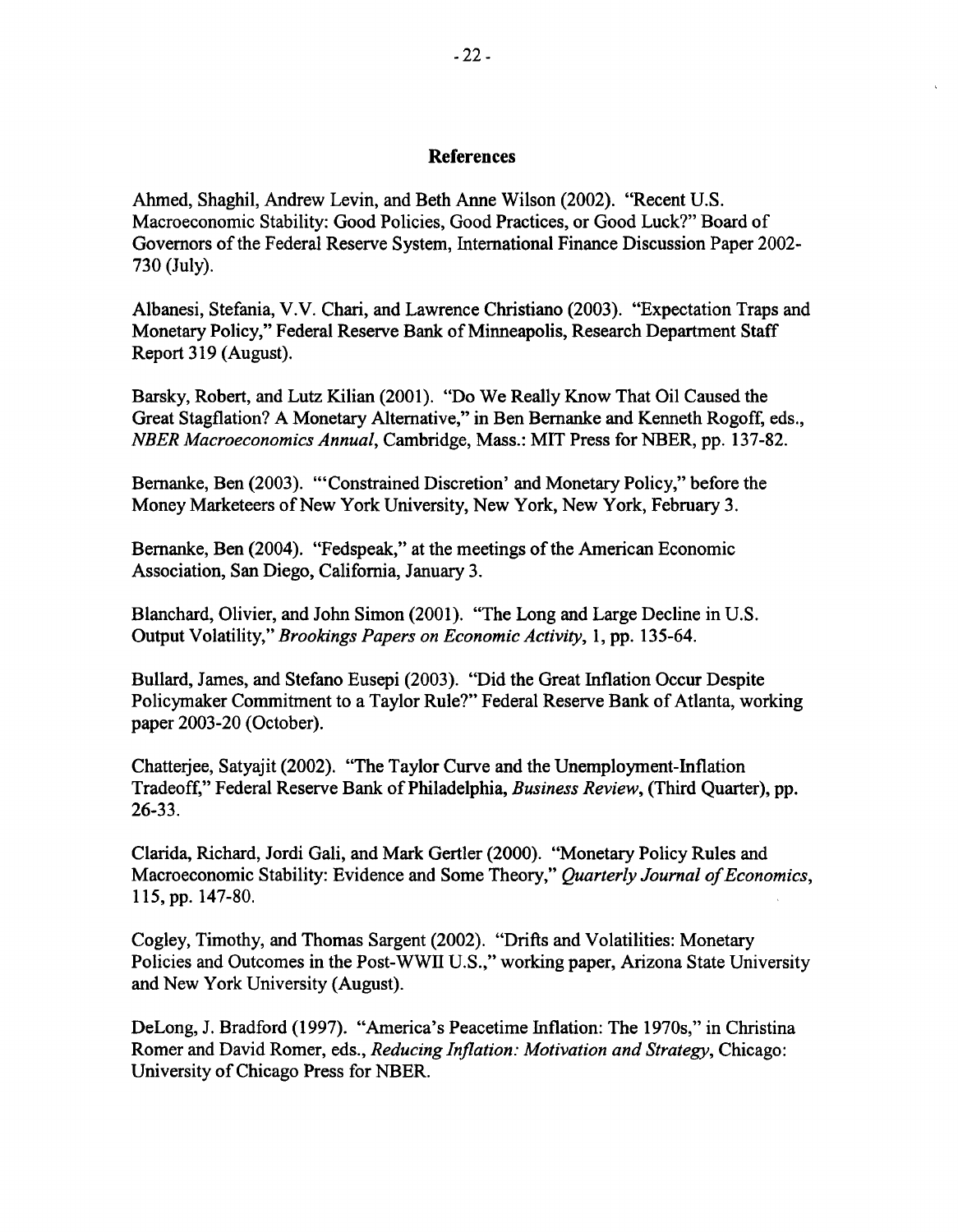## References

Ahmed, Shaghil, Andrew Levin, and Beth Anne Wilson (2002). "Recent U.S. Macroeconomic Stability: Good Policies, Good Practices, or Good Luck?" Board of Governors of the Federal Reserve System, International Finance Discussion Paper 2002-730 (July).

Albanesi, Stefania, V.V. Chari, and Lawrence Christiano (2003). "Expectation Traps and Monetary Policy," Federal Reserve Bank of Minneapolis, Research Department Staff Report 319 (August).

Barsky, Robert, and Lutz Kilian (2001). "Do We Really Know That Oil Caused the Great Stagflation? A Monetary Alternative," in Ben Bernanke and Kenneth Rogoff, eds., *NBER Macroeconomics Annual*, Cambridge, Mass.: MIT Press for NBER, pp. 137-82.

Bernanke, Ben (2003). "'Constrained Discretion' and Monetary Policy," before the Money Marketeers of New York University, New York, New York, February 3.

Bernanke, Ben (2004). "Fedspeak," at the meetings of the American Economic Association, San Diego, California, January 3.

Blanchard, Olivier, and John Simon (2001). "The Long and Large Decline in U.S. Output Volatility," *Brookings Papers on Economic Activity*, 1, pp. 135-64.

Bullard, James, and Stefano Eusepi (2003). "Did the Great Inflation Occur Despite Policymaker Commitment to a Taylor Rule?" Federal Reserve Bank of Atlanta, working paper 2003-20 (October).

Chatterjee, Satyajit (2002). "The Taylor Curve and the Unemployment-Inflation Tradeoff," Federal Reserve Bank of Philadelphia, *Business Review*, (Third Quarter), pp. 26-33.

Clarida, Richard, Jordi Gali, and Mark Gertler (2000). "Monetary Policy Rules and Macroeconomic Stability: Evidence and Some Theory," *Quarterly Journal of Economics*, 115, pp. 147-80.

Cogley, Timothy, and Thomas Sargent (2002). "Drifts and Volatilities: Monetary Policies and Outcomes in the Post-WWII U.S.," working paper, Arizona State University and New York University (August).

DeLong, J. Bradford (1997). "America's Peacetime Inflation: The 1970s," in Christina Romer and David Romer, eds., *Reducing Inflation: Motivation and Strategy*, Chicago: University of Chicago Press for NBER.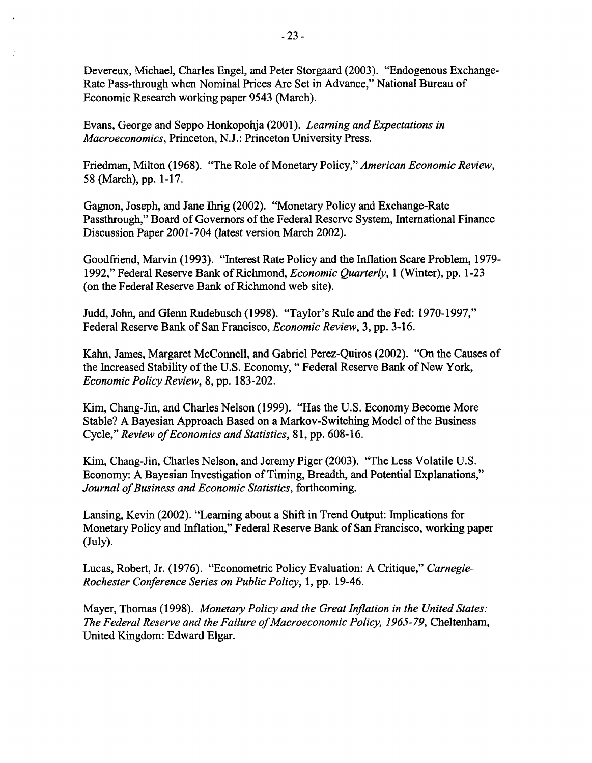Devereux, Michael, Charles Engel, and Peter Storgaard (2003). "Endogenous Exchange-Rate Pass-through when Nominal Prices Are Set in Advance," National Bureau of Economic Research working paper 9543 (March).

Evans, George and Seppo Honkopohja (2001). *Learning and Expectations in Macroeconomics*, Princeton, N.J.: Princeton University Press.

Friedman, Milton (1968). "The Role of Monetary Policy," *American Economic Review*, 58 (March), pp. 1-17.

Gagnon, Joseph, and Jane Ihrig (2002). "Monetary Policy and Exchange-Rate Passthrough," Board of Governors of the Federal Reserve System, International Finance Discussion Paper 2001-704 (latest version March 2002).

Goodfriend, Marvin (1993). "Interest Rate Policy and the Inflation Scare Problem, 1979-1992," Federal Reserve Bank of Richmond, *Economic Quarterly*, 1 (Winter), pp. 1-23 (on the Federal Reserve Bank of Richmond web site).

Judd, John, and Glenn Rudebusch (1998). "Taylor's Rule and the Fed: 1970-1997," Federal Reserve Bank of San Francisco, *Economic Review*, 3, pp. 3-16.

Kahn, James, Margaret McConnell, and Gabriel Perez-Quiros (2002). "On the Causes of the Increased Stability of the U.S. Economy, " Federal Reserve Bank of New York, *Economic Policy Review*, 8, pp. 183-202.

Kim, Chang-Jin, and Charles Nelson (1999). "Has the U.S. Economy Become More Stable? A Bayesian Approach Based on a Markov-Switching Model of the Business Cycle," *Review of Economics and Statistics*, 81, pp. 608-16.

Kim, Chang-Jin, Charles Nelson, and Jeremy Piger (2003). "The Less Volatile U.S. Economy: A Bayesian Investigation of Timing, Breadth, and Potential Explanations," *Journal of Business and Economic Statistics*, forthcoming.

Lansing, Kevin (2002). "Learning about a Shift in Trend Output: Implications for Monetary Policy and Inflation," Federal Reserve Bank of San Francisco, working paper (July).

Lucas, Robert, Jr. (1976). "Econometric Policy Evaluation: A Critique," *Carnegie-Rochester Conference Series on Public Policy*, 1, pp. 19-46.

Mayer, Thomas (1998). *Monetary Policy and the Great Inflation in the United States: The Federal Reserve and the Failure of Macroeconomic Policy, 1965-79*, Cheltenham, United Kingdom: Edward Elgar.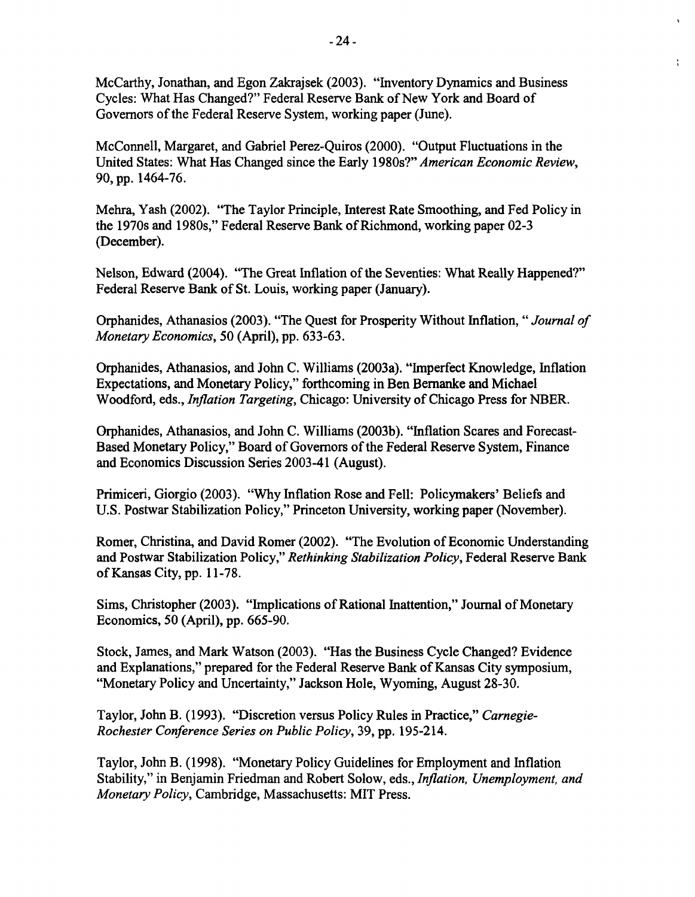McCarthy, Jonathan, and Egon Zakrajsek (2003). "Inventory Dynamics and Business Cycles: What Has Changed?" Federal Reserve Bank of New York and Board of Governors of the Federal Reserve System, working paper (June).

McConnell, Margaret, and Gabriel Perez-Quiros (2000). "Output Fluctuations in the United States: What Has Changed since the Early 1980s?" *American Economic Review*, 90, pp. 1464-76.

Mehra, Yash (2002). "The Taylor Principle, Interest Rate Smoothing, and Fed Policy in the 1970s and 1980s," Federal Reserve Bank of Richmond, working paper 02-3 (December).

Nelson, Edward (2004). "The Great Inflation of the Seventies: What Really Happened?" Federal Reserve Bank of St. Louis, working paper (January).

Orphanides, Athanasios (2003). "The Quest for Prosperity Without Inflation, " *Journal of Monetary Economics*, 50 (April), pp. 633-63.

Orphanides, Athanasios, and John C. Williams (2003a). "Imperfect Knowledge, Inflation Expectations, and Monetary Policy," forthcoming in Ben Bernanke and Michael Woodford, eds., *Inflation Targeting*, Chicago: University of Chicago Press for NBER.

Orphanides, Athanasios, and John C. Williams (2003b). "Inflation Scares and Forecast-Based Monetary Policy," Board of Governors of the Federal Reserve System, Finance and Economics Discussion Series 2003-41 (August).

Primiceri, Giorgio (2003). "Why Inflation Rose and Fell: Policymakers' Beliefs and U.S. Postwar Stabilization Policy," Princeton University, working paper (November).

Romer, Christina, and David Romer (2002). "The Evolution of Economic Understanding and Postwar Stabilization Policy," *Rethinking Stabilization Policy*, Federal Reserve Bank of Kansas City, pp. 11-78.

Sims, Christopher (2003). "Implications of Rational Inattention," Journal of Monetary Economics, 50 (April), pp. 665-90.

Stock, James, and Mark Watson (2003). "Has the Business Cycle Changed? Evidence and Explanations," prepared for the Federal Reserve Bank of Kansas City symposium, "Monetary Policy and Uncertainty," Jackson Hole, Wyoming, August 28-30.

Taylor, John B. (1993). "Discretion versus Policy Rules in Practice," *Carnegie-Rochester Conference Series on Public Policy*, 39, pp. 195-214.

Taylor, John B. (1998). "Monetary Policy Guidelines for Employment and Inflation Stability," in Benjamin Friedman and Robert Solow, eds., *Inflation, Unemployment, and Monetary Policy*, Cambridge, Massachusetts: MIT Press.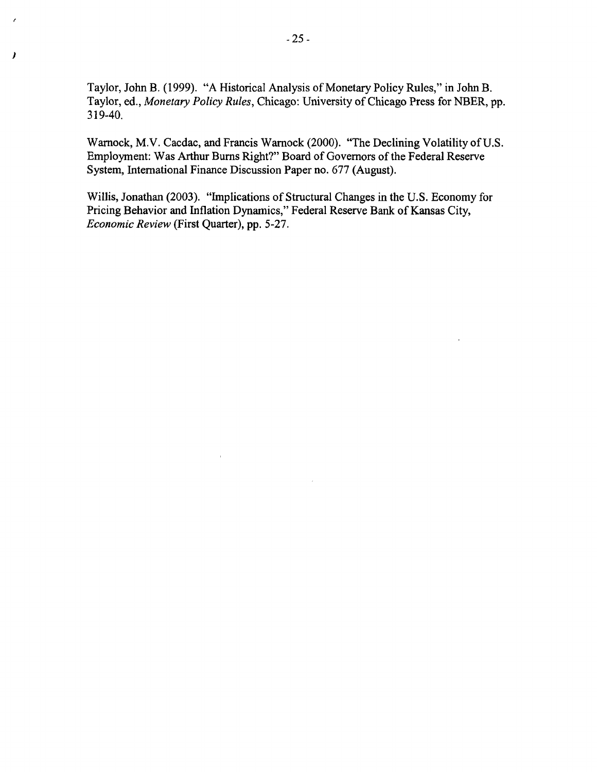Taylor, John B. (1999). "A Historical Analysis of Monetary Policy Rules," in John B. Taylor, ed., *Monetary Policy Rules*, Chicago: University of Chicago Press for NBER, pp. 319-40.

Warnock, M.V. Cacdac, and Francis Warnock (2000). "The Declining Volatility of U.S. Employment: Was Arthur Burns Right?" Board of Governors of the Federal Reserve System, International Finance Discussion Paper no. 677 (August).

Willis, Jonathan (2003). "Implications of Structural Changes in the U.S. Economy for Pricing Behavior and Inflation Dynamics," Federal Reserve Bank of Kansas City, *Economic Review* (First Quarter), pp. 5-27.